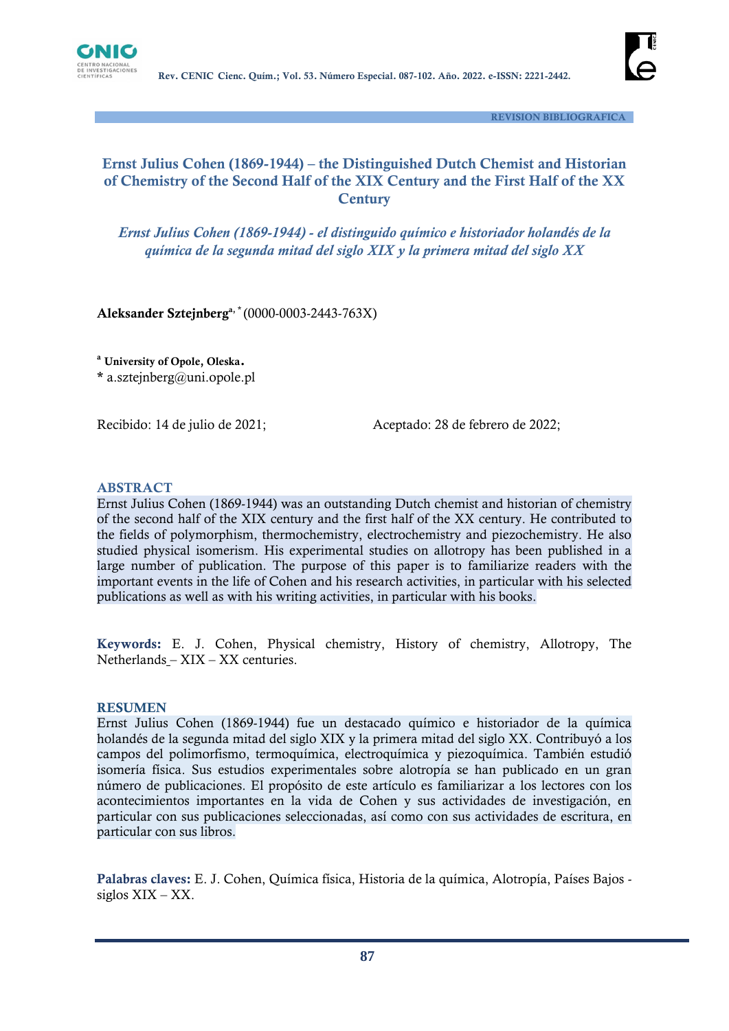REVISION BIBLIOGRAFICA

# Ernst Julius Cohen (1869-1944) – the Distinguished Dutch Chemist and Historian of Chemistry of the Second Half of the XIX Century and the First Half of the XX Century

*Ernst Julius Cohen (1869-1944) - el distinguido químico e historiador holandés de la química de la segunda mitad del siglo XIX y la primera mitad del siglo XX*

**Aleksander Sztejnberg**[a, *] (0000-0003-2443-763X)

[a] **University of Opole, Oleska.**

**\*** a.sztejnberg@uni.opole.pl

Recibido: 14 de julio de 2021; Aceptado: 28 de febrero de 2022;

## ABSTRACT

Ernst Julius Cohen (1869-1944) was an outstanding Dutch chemist and historian of chemistry of the second half of the XIX century and the first half of the XX century. He contributed to the fields of polymorphism, thermochemistry, electrochemistry and piezochemistry. He also studied physical isomerism. His experimental studies on allotropy has been published in a large number of publication. The purpose of this paper is to familiarize readers with the important events in the life of Cohen and his research activities, in particular with his selected publications as well as with his writing activities, in particular with his books.

**Keywords:** E. J. Cohen, Physical chemistry, History of chemistry, Allotropy, The Netherlands – XIX – XX centuries.

## RESUMEN

Ernst Julius Cohen (1869-1944) fue un destacado químico e historiador de la química holandés de la segunda mitad del siglo XIX y la primera mitad del siglo XX. Contribuyó a los campos del polimorfismo, termoquímica, electroquímica y piezoquímica. También estudió isomería física. Sus estudios experimentales sobre alotropía se han publicado en un gran número de publicaciones. El propósito de este artículo es familiarizar a los lectores con los acontecimientos importantes en la vida de Cohen y sus actividades de investigación, en particular con sus publicaciones seleccionadas, así como con sus actividades de escritura, en particular con sus libros.

**Palabras claves:** E. J. Cohen, Química física, Historia de la química, Alotropía, Países Bajos - siglos XIX – XX.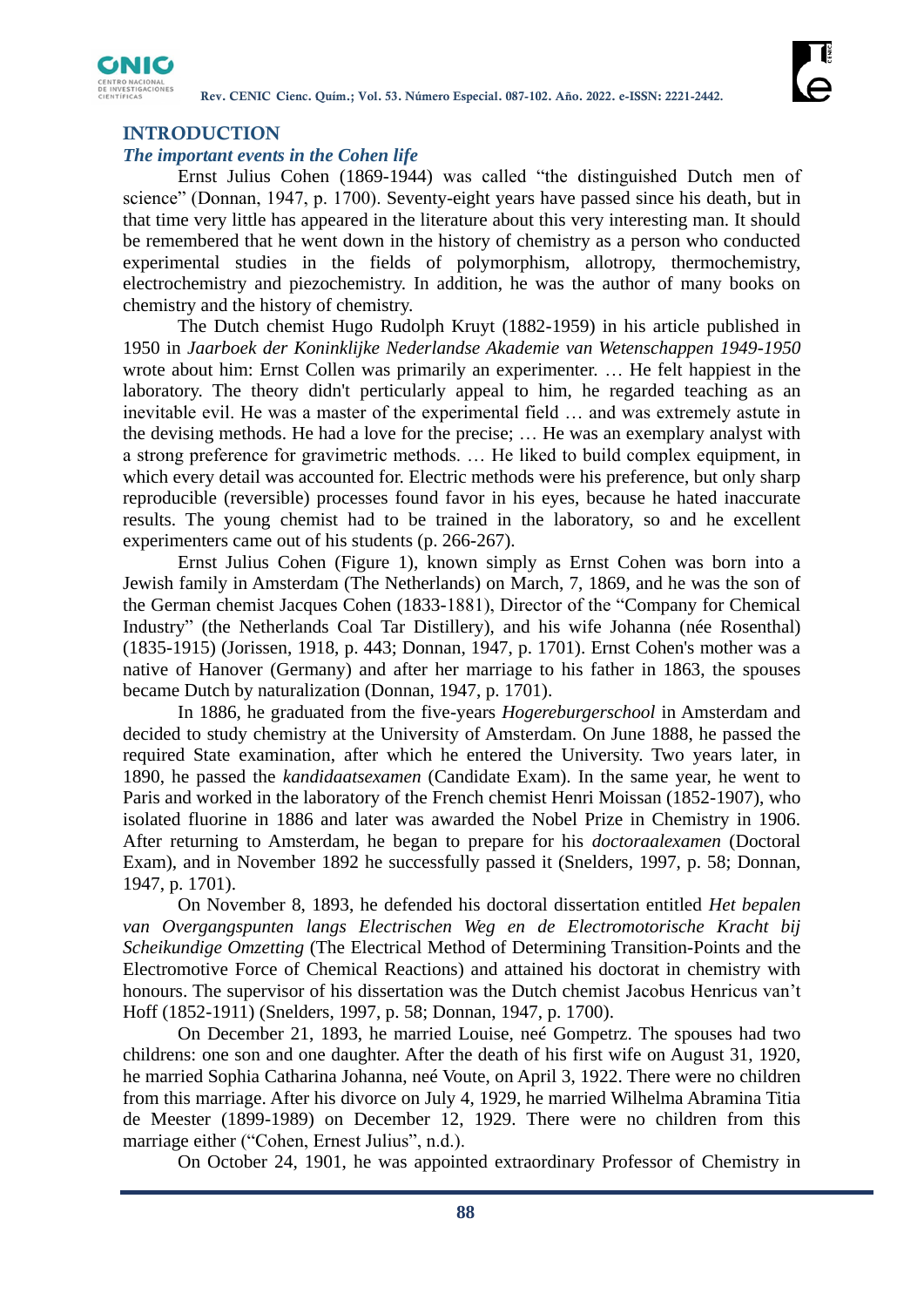## INTRODUCTION

### *The important events in the Cohen life*

Ernst Julius Cohen (1869-1944) was called "the distinguished Dutch men of science" (Donnan, 1947, p. 1700). Seventy-eight years have passed since his death, but in that time very little has appeared in the literature about this very interesting man. It should be remembered that he went down in the history of chemistry as a person who conducted experimental studies in the fields of polymorphism, allotropy, thermochemistry, electrochemistry and piezochemistry. In addition, he was the author of many books on chemistry and the history of chemistry.

The Dutch chemist Hugo Rudolph Kruyt (1882-1959) in his article published in 1950 in *Jaarboek der Koninklijke Nederlandse Akademie van Wetenschappen 1949-1950* wrote about him: Ernst Collen was primarily an experimenter. … He felt happiest in the laboratory. The theory didn't particularly appeal to him, he regarded teaching as an inevitable evil. He was a master of the experimental field … and was extremely astute in the devising methods. He had a love for the precise; … He was an exemplary analyst with a strong preference for gravimetric methods. … He liked to build complex equipment, in which every detail was accounted for. Electric methods were his preference, but only sharp reproducible (reversible) processes found favor in his eyes, because he hated inaccurate results. The young chemist had to be trained in the laboratory, so and he excellent experimenters came out of his students (p. 266-267).

Ernst Julius Cohen (Figure 1), known simply as Ernst Cohen was born into a Jewish family in Amsterdam (The Netherlands) on March, 7, 1869, and he was the son of the German chemist Jacques Cohen (1833-1881), Director of the "Company for Chemical Industry" (the Netherlands Coal Tar Distillery), and his wife Johanna (née Rosenthal) (1835-1915) (Jorissen, 1918, p. 443; Donnan, 1947, p. 1701). Ernst Cohen's mother was a native of Hanover (Germany) and after her marriage to his father in 1863, the spouses became Dutch by naturalization (Donnan, 1947, p. 1701).

In 1886, he graduated from the five-years *Hogereburgerschool* in Amsterdam and decided to study chemistry at the University of Amsterdam. On June 1888, he passed the required State examination, after which he entered the University. Two years later, in 1890, he passed the *kandidaatsexamen* (Candidate Exam). In the same year, he went to Paris and worked in the laboratory of the French chemist Henri Moissan (1852-1907), who isolated fluorine in 1886 and later was awarded the Nobel Prize in Chemistry in 1906. After returning to Amsterdam, he began to prepare for his *doctoraalexamen* (Doctoral Exam), and in November 1892 he successfully passed it (Snelders, 1997, p. 58; Donnan, 1947, p. 1701).

On November 8, 1893, he defended his doctoral dissertation entitled *Het bepalen van Overgangspunten langs Electrischen Weg en de Electromotorische Kracht bij Scheikundige Omzetting* (The Electrical Method of Determining Transition-Points and the Electromotive Force of Chemical Reactions) and attained his doctorat in chemistry with honours. The supervisor of his dissertation was the Dutch chemist Jacobus Henricus van't Hoff (1852-1911) (Snelders, 1997, p. 58; Donnan, 1947, p. 1700).

On December 21, 1893, he married Louise, neé Gompetrz. The spouses had two childrens: one son and one daughter. After the death of his first wife on August 31, 1920, he married Sophia Catharina Johanna, neé Voute, on April 3, 1922. There were no children from this marriage. After his divorce on July 4, 1929, he married Wilhelma Abramina Titia de Meester (1899-1989) on December 12, 1929. There were no children from this marriage either ("Cohen, Ernest Julius", n.d.).

On October 24, 1901, he was appointed extraordinary Professor of Chemistry in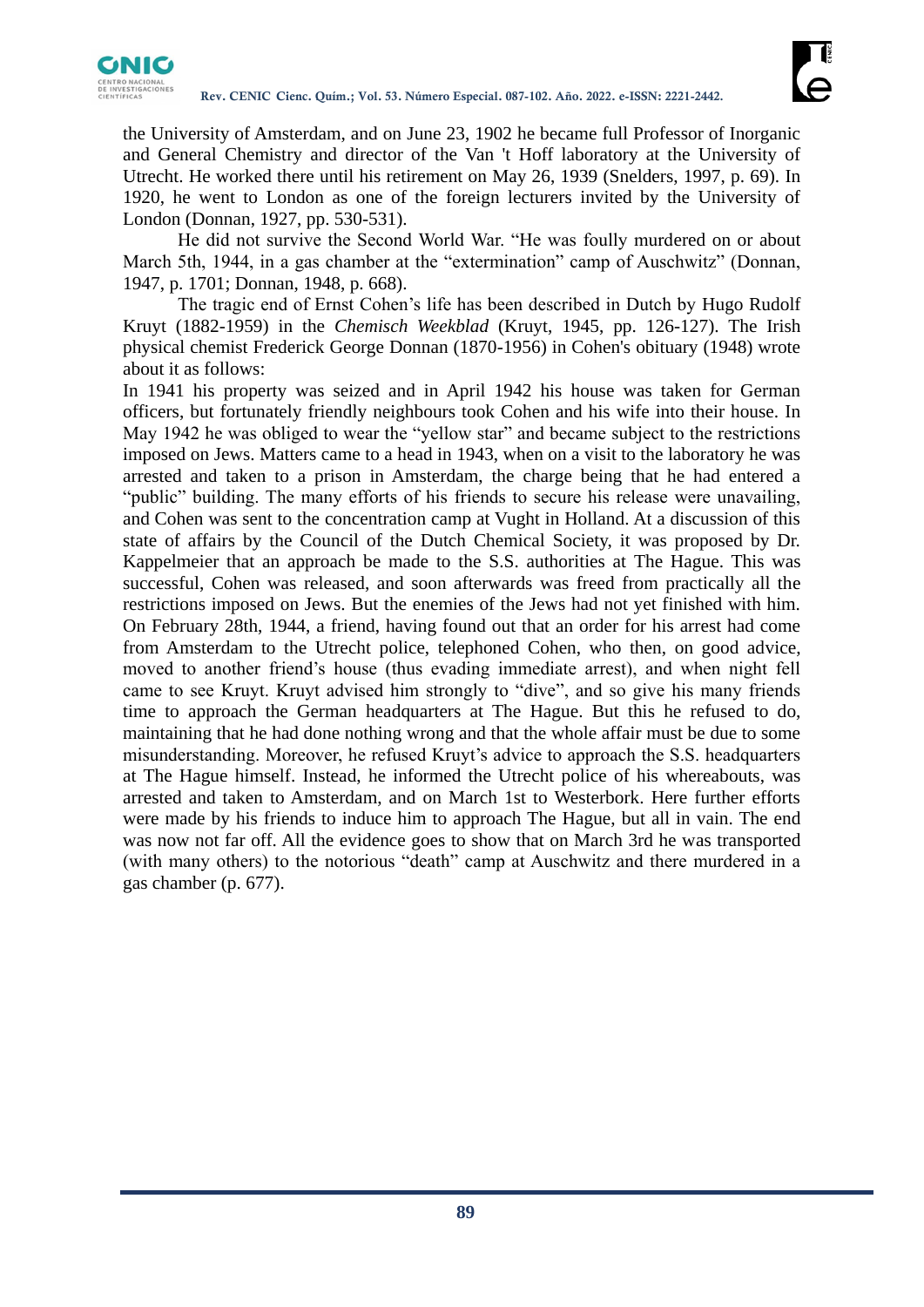the University of Amsterdam, and on June 23, 1902 he became full Professor of Inorganic and General Chemistry and director of the Van 't Hoff laboratory at the University of Utrecht. He worked there until his retirement on May 26, 1939 (Snelders, 1997, p. 69). In 1920, he went to London as one of the foreign lecturers invited by the University of London (Donnan, 1927, pp. 530-531).

He did not survive the Second World War. “He was foully murdered on or about March 5th, 1944, in a gas chamber at the “extermination” camp of Auschwitz” (Donnan, 1947, p. 1701; Donnan, 1948, p. 668).

The tragic end of Ernst Cohen’s life has been described in Dutch by Hugo Rudolf Kruyt (1882-1959) in the *Chemisch Weekblad* (Kruyt, 1945, pp. 126-127). The Irish physical chemist Frederick George Donnan (1870-1956) in Cohen's obituary (1948) wrote about it as follows:

In 1941 his property was seized and in April 1942 his house was taken for German officers, but fortunately friendly neighbours took Cohen and his wife into their house. In May 1942 he was obliged to wear the “yellow star” and became subject to the restrictions imposed on Jews. Matters came to a head in 1943, when on a visit to the laboratory he was arrested and taken to a prison in Amsterdam, the charge being that he had entered a “public” building. The many efforts of his friends to secure his release were unavailing, and Cohen was sent to the concentration camp at Vught in Holland. At a discussion of this state of affairs by the Council of the Dutch Chemical Society, it was proposed by Dr. Kappelmeier that an approach be made to the S.S. authorities at The Hague. This was successful, Cohen was released, and soon afterwards was freed from practically all the restrictions imposed on Jews. But the enemies of the Jews had not yet finished with him. On February 28th, 1944, a friend, having found out that an order for his arrest had come from Amsterdam to the Utrecht police, telephoned Cohen, who then, on good advice, moved to another friend’s house (thus evading immediate arrest), and when night fell came to see Kruyt. Kruyt advised him strongly to “dive”, and so give his many friends time to approach the German headquarters at The Hague. But this he refused to do, maintaining that he had done nothing wrong and that the whole affair must be due to some misunderstanding. Moreover, he refused Kruyt’s advice to approach the S.S. headquarters at The Hague himself. Instead, he informed the Utrecht police of his whereabouts, was arrested and taken to Amsterdam, and on March 1st to Westerbork. Here further efforts were made by his friends to induce him to approach The Hague, but all in vain. The end was now not far off. All the evidence goes to show that on March 3rd he was transported (with many others) to the notorious “death” camp at Auschwitz and there murdered in a gas chamber (p. 677).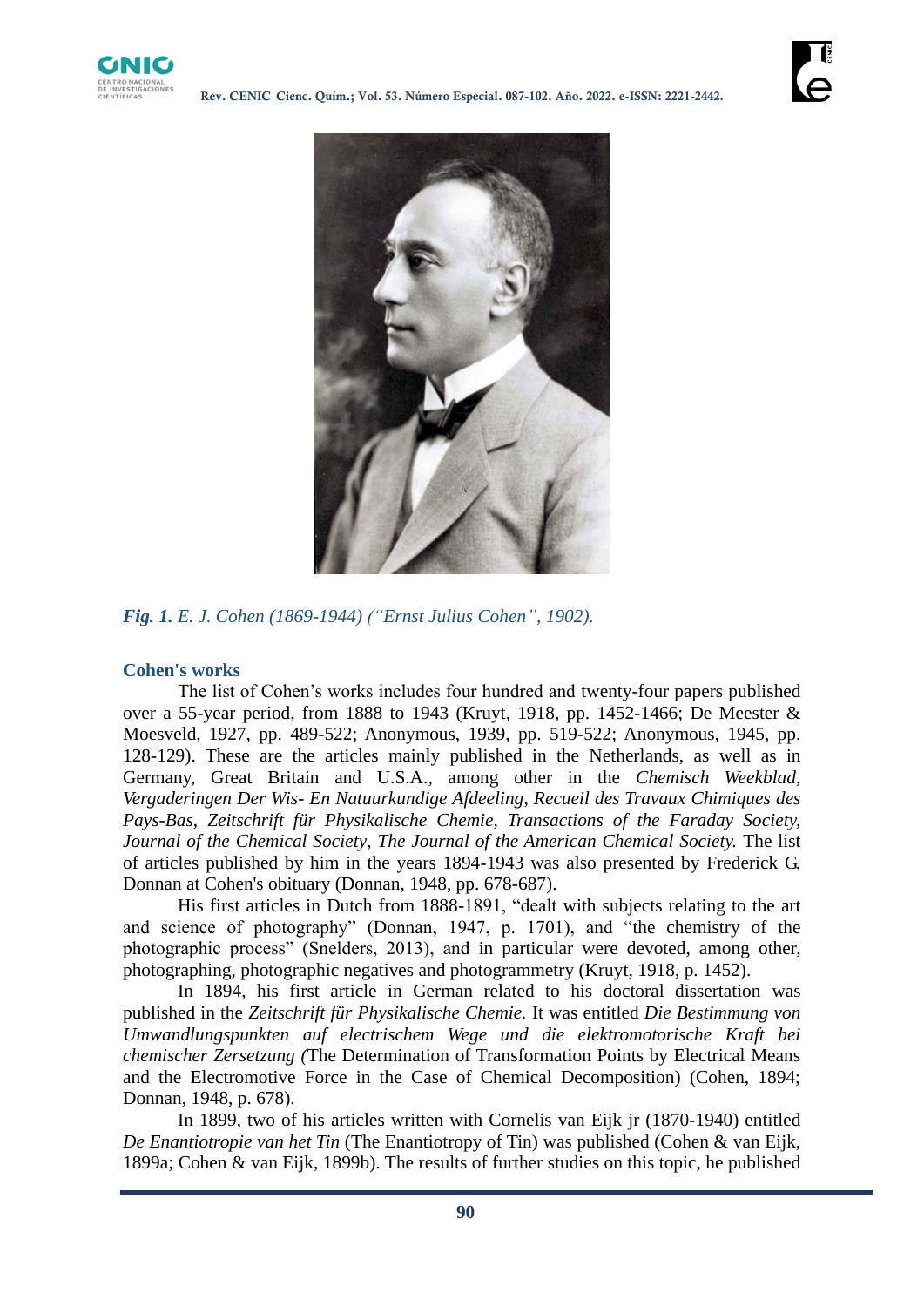*Fig. 1. E. J. Cohen (1869-1944) ("Ernst Julius Cohen", 1902).*

## Cohen's works

The list of Cohen's works includes four hundred and twenty-four papers published over a 55-year period, from 1888 to 1943 (Kruyt, 1918, pp. 1452-1466; De Meester & Moesveld, 1927, pp. 489-522; Anonymous, 1939, pp. 519-522; Anonymous, 1945, pp. 128-129). These are the articles mainly published in the Netherlands, as well as in Germany, Great Britain and U.S.A., among other in the *Chemisch Weekblad*, *Vergaderingen Der Wis- En Natuurkundige Afdeeling*, *Recueil des Travaux Chimiques des Pays-Bas*, *Zeitschrift für Physikalische Chemie*, *Transactions of the Faraday Society*, *Journal of the Chemical Society*, *The Journal of the American Chemical Society.* The list of articles published by him in the years 1894-1943 was also presented by Frederick G. Donnan at Cohen's obituary (Donnan, 1948, pp. 678-687).

His first articles in Dutch from 1888-1891, "dealt with subjects relating to the art and science of photography" (Donnan, 1947, p. 1701), and "the chemistry of the photographic process" (Snelders, 2013), and in particular were devoted, among other, photographing, photographic negatives and photogrammetry (Kruyt, 1918, p. 1452).

In 1894, his first article in German related to his doctoral dissertation was published in the *Zeitschrift für Physikalische Chemie.* It was entitled *Die Bestimmung von Umwandlungspunkten auf electrischem Wege und die elektromotorische Kraft bei chemischer Zersetzung (*The Determination of Transformation Points by Electrical Means and the Electromotive Force in the Case of Chemical Decomposition) (Cohen, 1894; Donnan, 1948, p. 678).

In 1899, two of his articles written with Cornelis van Eijk jr (1870-1940) entitled *De Enantiotropie van het Tin* (The Enantiotropy of Tin) was published (Cohen & van Eijk, 1899a; Cohen & van Eijk, 1899b). The results of further studies on this topic, he published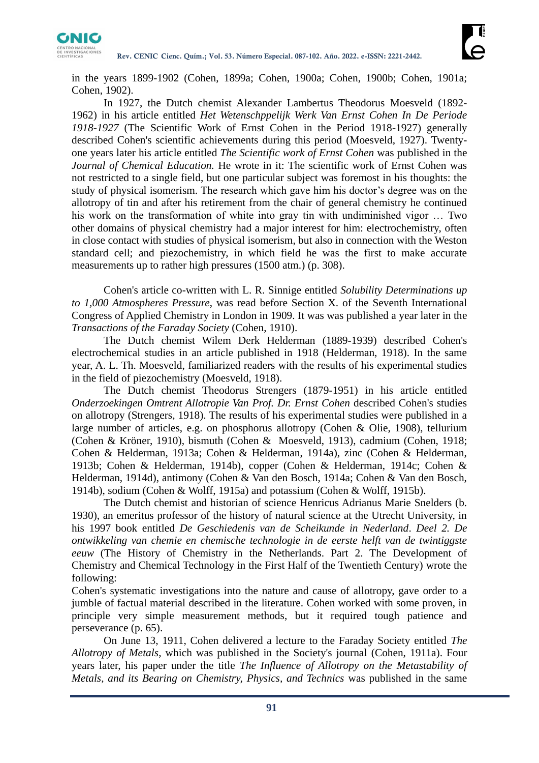in the years 1899-1902 (Cohen, 1899a; Cohen, 1900a; Cohen, 1900b; Cohen, 1901a; Cohen, 1902).

In 1927, the Dutch chemist Alexander Lambertus Theodorus Moesveld (1892-1962) in his article entitled *Het Wetenschppelijk Werk Van Ernst Cohen In De Periode 1918-1927* (The Scientific Work of Ernst Cohen in the Period 1918-1927) generally described Cohen's scientific achievements during this period (Moesveld, 1927). Twenty-one years later his article entitled *The Scientific work of Ernst Cohen* was published in the *Journal of Chemical Education.* He wrote in it: The scientific work of Ernst Cohen was not restricted to a single field, but one particular subject was foremost in his thoughts: the study of physical isomerism. The research which gave him his doctor's degree was on the allotropy of tin and after his retirement from the chair of general chemistry he continued his work on the transformation of white into gray tin with undiminished vigor … Two other domains of physical chemistry had a major interest for him: electrochemistry, often in close contact with studies of physical isomerism, but also in connection with the Weston standard cell; and piezochemistry, in which field he was the first to make accurate measurements up to rather high pressures (1500 atm.) (p. 308).

Cohen's article co-written with L. R. Sinnige entitled *Solubility Determinations up to 1,000 Atmospheres Pressure*, was read before Section X. of the Seventh International Congress of Applied Chemistry in London in 1909. It was was published a year later in the *Transactions of the Faraday Society* (Cohen, 1910).

The Dutch chemist Wilem Derk Helderman (1889-1939) described Cohen's electrochemical studies in an article published in 1918 (Helderman, 1918). In the same year, A. L. Th. Moesveld, familiarized readers with the results of his experimental studies in the field of piezochemistry (Moesveld, 1918).

The Dutch chemist Theodorus Strengers (1879-1951) in his article entitled *Onderzoekingen Omtrent Allotropie Van Prof. Dr. Ernst Cohen* described Cohen's studies on allotropy (Strengers, 1918). The results of his experimental studies were published in a large number of articles, e.g. on phosphorus allotropy (Cohen & Olie, 1908), tellurium (Cohen & Kröner, 1910), bismuth (Cohen & Moesveld, 1913), cadmium (Cohen, 1918; Cohen & Helderman, 1913a; Cohen & Helderman, 1914a), zinc (Cohen & Helderman, 1913b; Cohen & Helderman, 1914b), copper (Cohen & Helderman, 1914c; Cohen & Helderman, 1914d), antimony (Cohen & Van den Bosch, 1914a; Cohen & Van den Bosch, 1914b), sodium (Cohen & Wolff, 1915a) and potassium (Cohen & Wolff, 1915b).

The Dutch chemist and historian of science Henricus Adrianus Marie Snelders (b. 1930), an emeritus professor of the history of natural science at the Utrecht University, in his 1997 book entitled *De Geschiedenis van de Scheikunde in Nederland*. *Deel 2. De ontwikkeling van chemie en chemische technologie in de eerste helft van de twintiggste eeuw* (The History of Chemistry in the Netherlands. Part 2. The Development of Chemistry and Chemical Technology in the First Half of the Twentieth Century) wrote the following:

Cohen's systematic investigations into the nature and cause of allotropy, gave order to a jumble of factual material described in the literature. Cohen worked with some proven, in principle very simple measurement methods, but it required tough patience and perseverance (p. 65).

On June 13, 1911, Cohen delivered a lecture to the Faraday Society entitled *The Allotropy of Metals*, which was published in the Society's journal (Cohen, 1911a). Four years later, his paper under the title *The Influence of Allotropy on the Metastability of Metals, and its Bearing on Chemistry, Physics, and Technics* was published in the same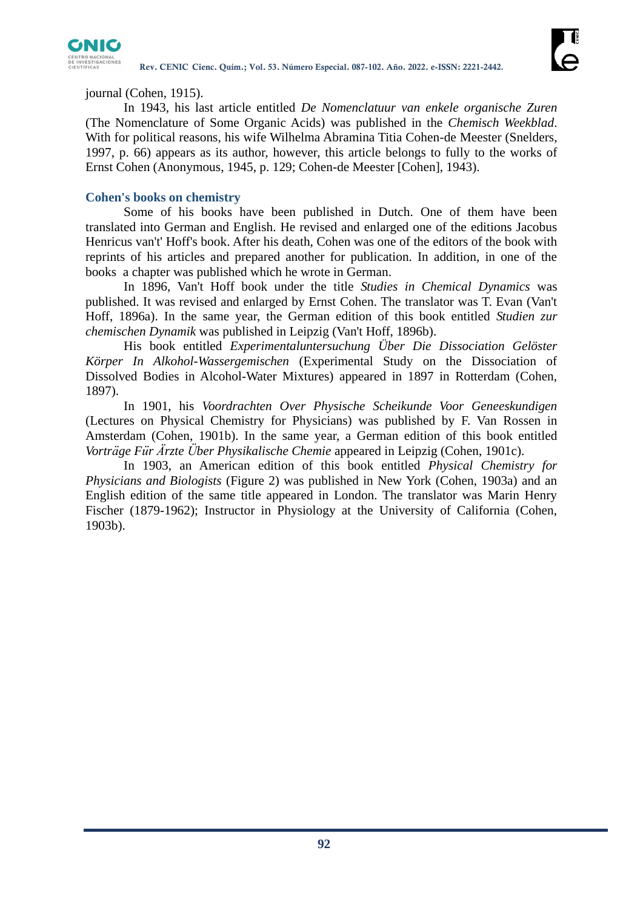journal (Cohen, 1915).

In 1943, his last article entitled *De Nomenclatuur van enkele organische Zuren* (The Nomenclature of Some Organic Acids) was published in the *Chemisch Weekblad*. With for political reasons, his wife Wilhelma Abramina Titia Cohen-de Meester (Snelders, 1997, p. 66) appears as its author, however, this article belongs to fully to the works of Ernst Cohen (Anonymous, 1945, p. 129; Cohen-de Meester [Cohen], 1943).

## Cohen's books on chemistry

Some of his books have been published in Dutch. One of them have been translated into German and English. He revised and enlarged one of the editions Jacobus Henricus van't' Hoff's book. After his death, Cohen was one of the editors of the book with reprints of his articles and prepared another for publication. In addition, in one of the books a chapter was published which he wrote in German.

In 1896, Van't Hoff book under the title *Studies in Chemical Dynamics* was published. It was revised and enlarged by Ernst Cohen. The translator was T. Evan (Van't Hoff, 1896a). In the same year, the German edition of this book entitled *Studien zur chemischen Dynamik* was published in Leipzig (Van't Hoff, 1896b).

His book entitled *Experimentaluntersuchung Über Die Dissociation Gelöster Körper In Alkohol-Wassergemischen* (Experimental Study on the Dissociation of Dissolved Bodies in Alcohol-Water Mixtures) appeared in 1897 in Rotterdam (Cohen, 1897).

In 1901, his *Voordrachten Over Physische Scheikunde Voor Geneeskundigen* (Lectures on Physical Chemistry for Physicians) was published by F. Van Rossen in Amsterdam (Cohen, 1901b). In the same year, a German edition of this book entitled *Vorträge Für Ärzte Über Physikalische Chemie* appeared in Leipzig (Cohen, 1901c).

In 1903, an American edition of this book entitled *Physical Chemistry for Physicians and Biologists* (Figure 2) was published in New York (Cohen, 1903a) and an English edition of the same title appeared in London. The translator was Marin Henry Fischer (1879-1962); Instructor in Physiology at the University of California (Cohen, 1903b).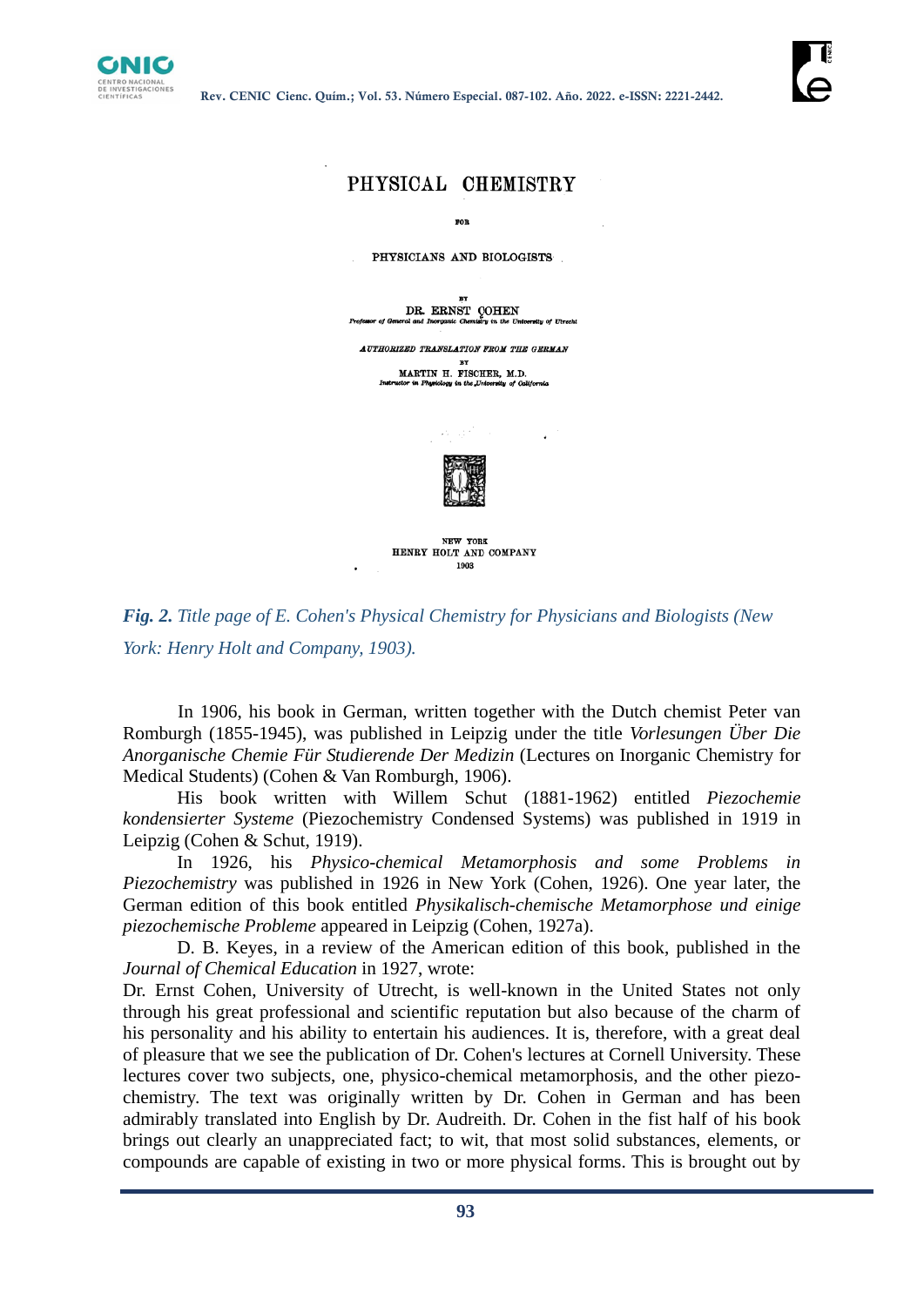PHYSICAL CHEMISTRY

FOR

PHYSICIANS AND BIOLOGISTS

BY

DR. ERNST COHEN

*Professor of General and Inorganic Chemistry in the University of Utrecht*

*AUTHORIZED TRANSLATION FROM THE GERMAN*

BY

MARTIN H. FISCHER, M.D.

*Instructor in Physiology in the University of California*

NEW YORK

HENRY HOLT AND COMPANY

1903

***Fig. 2.*** *Title page of E. Cohen's Physical Chemistry for Physicians and Biologists (New York: Henry Holt and Company, 1903).*

In 1906, his book in German, written together with the Dutch chemist Peter van Romburgh (1855-1945), was published in Leipzig under the title *Vorlesungen Über Die Anorganische Chemie Für Studierende Der Medizin* (Lectures on Inorganic Chemistry for Medical Students) (Cohen & Van Romburgh, 1906).

His book written with Willem Schut (1881-1962) entitled *Piezochemie kondensierter Systeme* (Piezochemistry Condensed Systems) was published in 1919 in Leipzig (Cohen & Schut, 1919).

In 1926, his *Physico-chemical Metamorphosis and some Problems in Piezochemistry* was published in 1926 in New York (Cohen, 1926). One year later, the German edition of this book entitled *Physikalisch-chemische Metamorphose und einige piezochemische Probleme* appeared in Leipzig (Cohen, 1927a).

D. B. Keyes, in a review of the American edition of this book, published in the *Journal of Chemical Education* in 1927, wrote:

Dr. Ernst Cohen, University of Utrecht, is well-known in the United States not only through his great professional and scientific reputation but also because of the charm of his personality and his ability to entertain his audiences. It is, therefore, with a great deal of pleasure that we see the publication of Dr. Cohen's lectures at Cornell University. These lectures cover two subjects, one, physico-chemical metamorphosis, and the other piezo-chemistry. The text was originally written by Dr. Cohen in German and has been admirably translated into English by Dr. Audreith. Dr. Cohen in the fist half of his book brings out clearly an unappreciated fact; to wit, that most solid substances, elements, or compounds are capable of existing in two or more physical forms. This is brought out by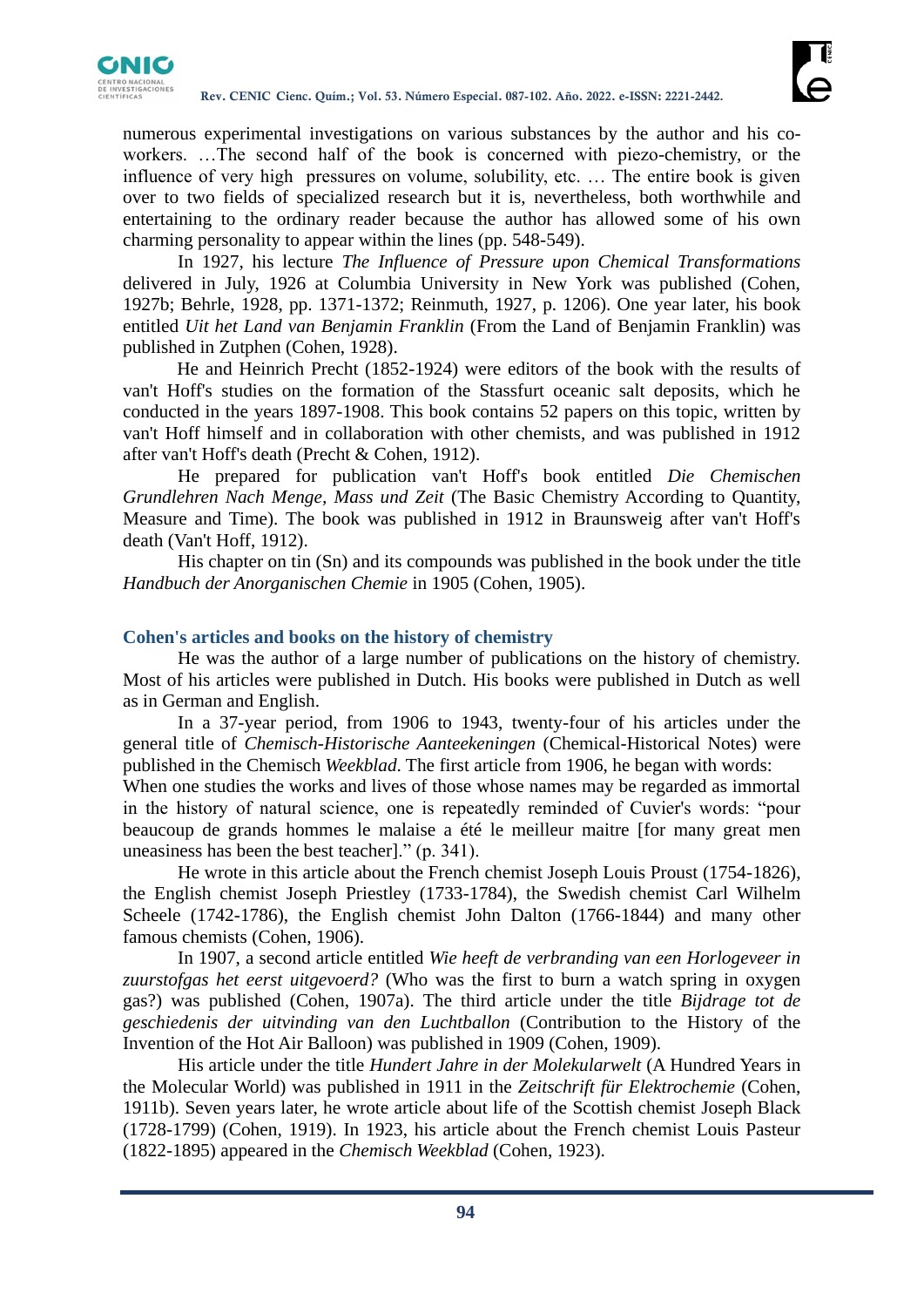numerous experimental investigations on various substances by the author and his co-workers. …The second half of the book is concerned with piezo-chemistry, or the influence of very high pressures on volume, solubility, etc. … The entire book is given over to two fields of specialized research but it is, nevertheless, both worthwhile and entertaining to the ordinary reader because the author has allowed some of his own charming personality to appear within the lines (pp. 548-549).

In 1927, his lecture *The Influence of Pressure upon Chemical Transformations* delivered in July, 1926 at Columbia University in New York was published (Cohen, 1927b; Behrle, 1928, pp. 1371-1372; Reinmuth, 1927, p. 1206). One year later, his book entitled *Uit het Land van Benjamin Franklin* (From the Land of Benjamin Franklin) was published in Zutphen (Cohen, 1928).

He and Heinrich Precht (1852-1924) were editors of the book with the results of van't Hoff's studies on the formation of the Stassfurt oceanic salt deposits, which he conducted in the years 1897-1908. This book contains 52 papers on this topic, written by van't Hoff himself and in collaboration with other chemists, and was published in 1912 after van't Hoff's death (Precht & Cohen, 1912).

He prepared for publication van't Hoff's book entitled *Die Chemischen Grundlehren Nach Menge, Mass und Zeit* (The Basic Chemistry According to Quantity, Measure and Time). The book was published in 1912 in Braunsweig after van't Hoff's death (Van't Hoff, 1912).

His chapter on tin (Sn) and its compounds was published in the book under the title *Handbuch der Anorganischen Chemie* in 1905 (Cohen, 1905).

## Cohen's articles and books on the history of chemistry

He was the author of a large number of publications on the history of chemistry. Most of his articles were published in Dutch. His books were published in Dutch as well as in German and English.

In a 37-year period, from 1906 to 1943, twenty-four of his articles under the general title of *Chemisch-Historische Aanteekeningen* (Chemical-Historical Notes) were published in the Chemisch *Weekblad*. The first article from 1906, he began with words:

When one studies the works and lives of those whose names may be regarded as immortal in the history of natural science, one is repeatedly reminded of Cuvier's words: "pour beaucoup de grands hommes le malaise a été le meilleur maitre [for many great men uneasiness has been the best teacher]." (p. 341).

He wrote in this article about the French chemist Joseph Louis Proust (1754-1826), the English chemist Joseph Priestley (1733-1784), the Swedish chemist Carl Wilhelm Scheele (1742-1786), the English chemist John Dalton (1766-1844) and many other famous chemists (Cohen, 1906).

In 1907, a second article entitled *Wie heeft de verbranding van een Horlogeveer in zuurstofgas het eerst uitgevoerd?* (Who was the first to burn a watch spring in oxygen gas?) was published (Cohen, 1907a). The third article under the title *Bijdrage tot de geschiedenis der uitvinding van den Luchtballon* (Contribution to the History of the Invention of the Hot Air Balloon) was published in 1909 (Cohen, 1909).

His article under the title *Hundert Jahre in der Molekularwelt* (A Hundred Years in the Molecular World) was published in 1911 in the *Zeitschrift für Elektrochemie* (Cohen, 1911b). Seven years later, he wrote article about life of the Scottish chemist Joseph Black (1728-1799) (Cohen, 1919). In 1923, his article about the French chemist Louis Pasteur (1822-1895) appeared in the *Chemisch Weekblad* (Cohen, 1923).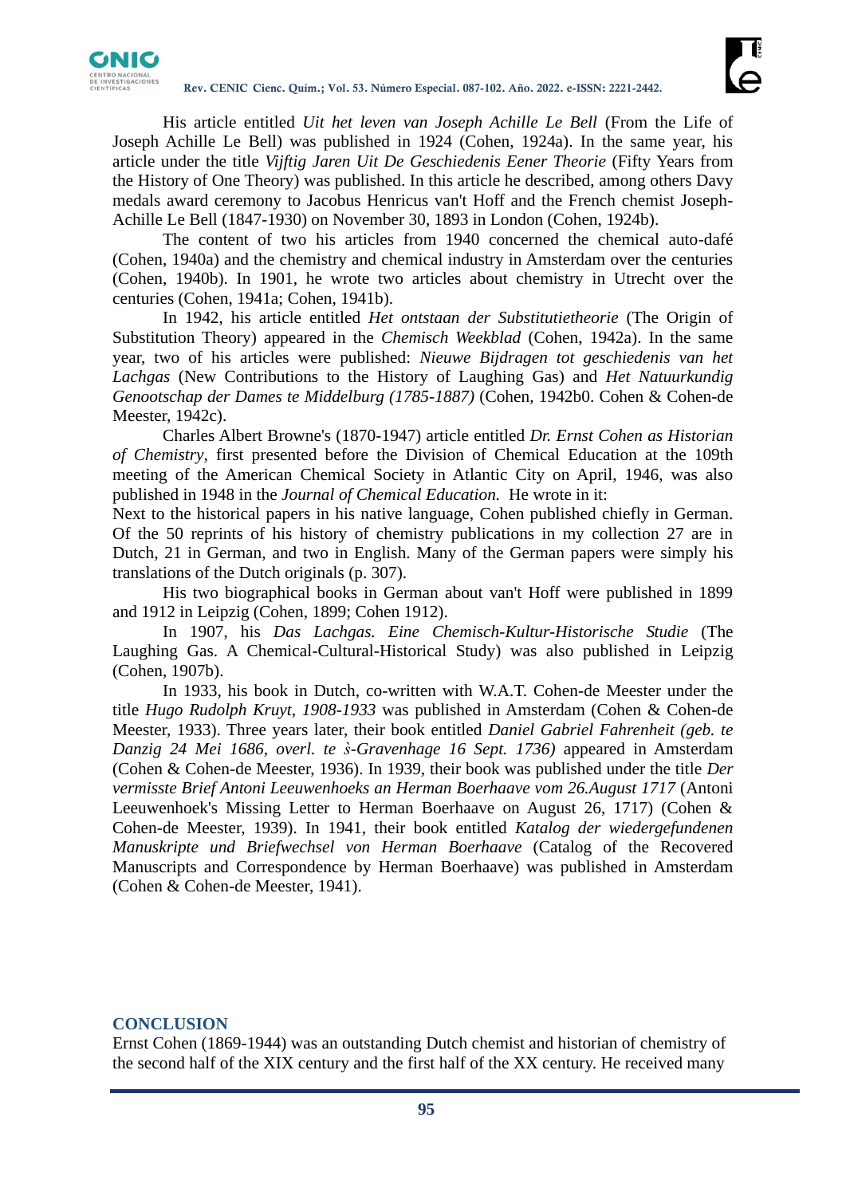His article entitled *Uit het leven van Joseph Achille Le Bell* (From the Life of Joseph Achille Le Bell) was published in 1924 (Cohen, 1924a). In the same year, his article under the title *Vijftig Jaren Uit De Geschiedenis Eener Theorie* (Fifty Years from the History of One Theory) was published. In this article he described, among others Davy medals award ceremony to Jacobus Henricus van't Hoff and the French chemist Joseph-Achille Le Bell (1847-1930) on November 30, 1893 in London (Cohen, 1924b).

The content of two his articles from 1940 concerned the chemical auto-dafé (Cohen, 1940a) and the chemistry and chemical industry in Amsterdam over the centuries (Cohen, 1940b). In 1901, he wrote two articles about chemistry in Utrecht over the centuries (Cohen, 1941a; Cohen, 1941b).

In 1942, his article entitled *Het ontstaan der Substitutietheorie* (The Origin of Substitution Theory) appeared in the *Chemisch Weekblad* (Cohen, 1942a). In the same year, two of his articles were published: *Nieuwe Bijdragen tot geschiedenis van het Lachgas* (New Contributions to the History of Laughing Gas) and *Het Natuurkundig Genootschap der Dames te Middelburg (1785-1887)* (Cohen, 1942b0. Cohen & Cohen-de Meester, 1942c).

Charles Albert Browne's (1870-1947) article entitled *Dr. Ernst Cohen as Historian of Chemistry*, first presented before the Division of Chemical Education at the 109th meeting of the American Chemical Society in Atlantic City on April, 1946, was also published in 1948 in the *Journal of Chemical Education.* He wrote in it:

Next to the historical papers in his native language, Cohen published chiefly in German. Of the 50 reprints of his history of chemistry publications in my collection 27 are in Dutch, 21 in German, and two in English. Many of the German papers were simply his translations of the Dutch originals (p. 307).

His two biographical books in German about van't Hoff were published in 1899 and 1912 in Leipzig (Cohen, 1899; Cohen 1912).

In 1907, his *Das Lachgas. Eine Chemisch-Kultur-Historische Studie* (The Laughing Gas. A Chemical-Cultural-Historical Study) was also published in Leipzig (Cohen, 1907b).

In 1933, his book in Dutch, co-written with W.A.T. Cohen-de Meester under the title *Hugo Rudolph Kruyt, 1908-1933* was published in Amsterdam (Cohen & Cohen-de Meester, 1933). Three years later, their book entitled *Daniel Gabriel Fahrenheit (geb. te Danzig 24 Mei 1686, overl. te ŝ-Gravenhage 16 Sept. 1736)* appeared in Amsterdam (Cohen & Cohen-de Meester, 1936). In 1939, their book was published under the title *Der vermisste Brief Antoni Leeuwenhoeks an Herman Boerhaave vom 26.August 1717* (Antoni Leeuwenhoek's Missing Letter to Herman Boerhaave on August 26, 1717) (Cohen & Cohen-de Meester, 1939). In 1941, their book entitled *Katalog der wiedergefundenen Manuskripte und Briefwechsel von Herman Boerhaave* (Catalog of the Recovered Manuscripts and Correspondence by Herman Boerhaave) was published in Amsterdam (Cohen & Cohen-de Meester, 1941).

## CONCLUSION

Ernst Cohen (1869-1944) was an outstanding Dutch chemist and historian of chemistry of the second half of the XIX century and the first half of the XX century. He received many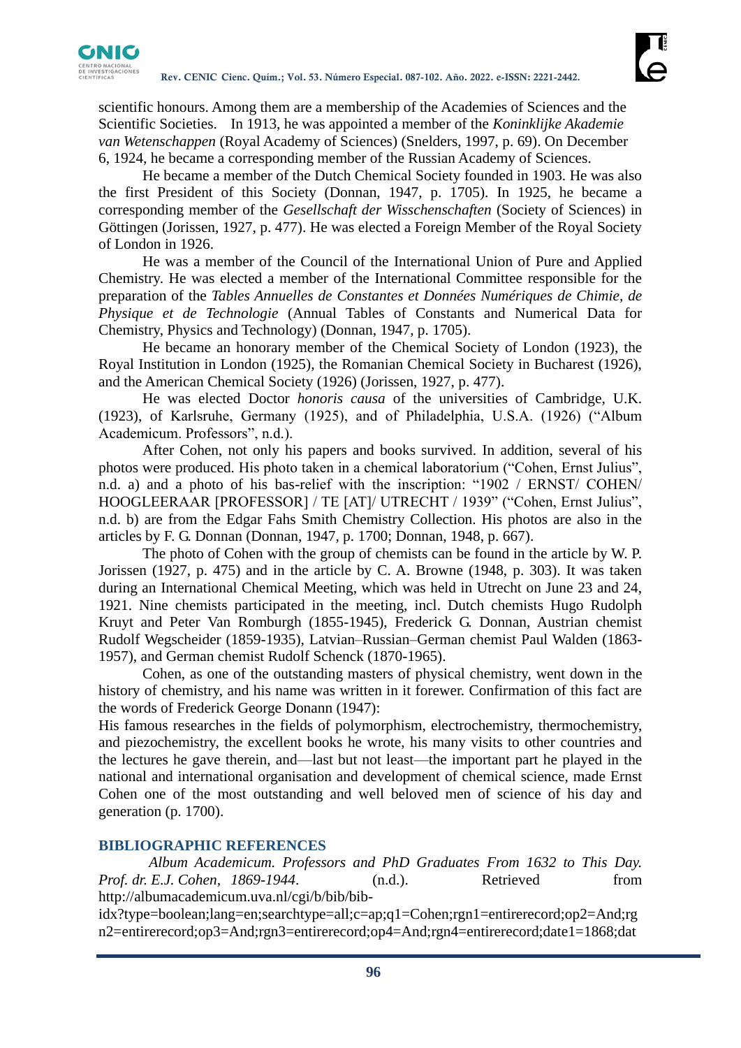scientific honours. Among them are a membership of the Academies of Sciences and the Scientific Societies. In 1913, he was appointed a member of the *Koninklijke Akademie van Wetenschappen* (Royal Academy of Sciences) (Snelders, 1997, p. 69). On December 6, 1924, he became a corresponding member of the Russian Academy of Sciences.

He became a member of the Dutch Chemical Society founded in 1903. He was also the first President of this Society (Donnan, 1947, p. 1705). In 1925, he became a corresponding member of the *Gesellschaft der Wisschenschaften* (Society of Sciences) in Göttingen (Jorissen, 1927, p. 477). He was elected a Foreign Member of the Royal Society of London in 1926.

He was a member of the Council of the International Union of Pure and Applied Chemistry. He was elected a member of the International Committee responsible for the preparation of the *Tables Annuelles de Constantes et Données Numériques de Chimie, de Physique et de Technologie* (Annual Tables of Constants and Numerical Data for Chemistry, Physics and Technology) (Donnan, 1947, p. 1705).

He became an honorary member of the Chemical Society of London (1923), the Royal Institution in London (1925), the Romanian Chemical Society in Bucharest (1926), and the American Chemical Society (1926) (Jorissen, 1927, p. 477).

He was elected Doctor *honoris causa* of the universities of Cambridge, U.K. (1923), of Karlsruhe, Germany (1925), and of Philadelphia, U.S.A. (1926) ("Album Academicum. Professors", n.d.).

After Cohen, not only his papers and books survived. In addition, several of his photos were produced. His photo taken in a chemical laboratorium ("Cohen, Ernst Julius", n.d. a) and a photo of his bas-relief with the inscription: "1902 / ERNST/ COHEN/ HOOGLEERAAR [PROFESSOR] / TE [AT]/ UTRECHT / 1939" ("Cohen, Ernst Julius", n.d. b) are from the Edgar Fahs Smith Chemistry Collection. His photos are also in the articles by F. G. Donnan (Donnan, 1947, p. 1700; Donnan, 1948, p. 667).

The photo of Cohen with the group of chemists can be found in the article by W. P. Jorissen (1927, p. 475) and in the article by C. A. Browne (1948, p. 303). It was taken during an International Chemical Meeting, which was held in Utrecht on June 23 and 24, 1921. Nine chemists participated in the meeting, incl. Dutch chemists Hugo Rudolph Kruyt and Peter Van Romburgh (1855-1945), Frederick G. Donnan, Austrian chemist Rudolf Wegscheider (1859-1935), Latvian–Russian–German chemist Paul Walden (1863-1957), and German chemist Rudolf Schenck (1870-1965).

Cohen, as one of the outstanding masters of physical chemistry, went down in the history of chemistry, and his name was written in it forewer. Confirmation of this fact are the words of Frederick George Donann (1947):

His famous researches in the fields of polymorphism, electrochemistry, thermochemistry, and piezochemistry, the excellent books he wrote, his many visits to other countries and the lectures he gave therein, and—last but not least—the important part he played in the national and international organisation and development of chemical science, made Ernst Cohen one of the most outstanding and well beloved men of science of his day and generation (p. 1700).

## BIBLIOGRAPHIC REFERENCES

*Album Academicum. Professors and PhD Graduates From 1632 to This Day. Prof. dr. E.J. Cohen, 1869-1944*. (n.d.). Retrieved from http://albumacademicum.uva.nl/cgi/b/bib/bib-idx?type=boolean;lang=en;searchtype=all;c=ap;q1=Cohen;rgn1=entirerecord;op2=And;rgn2=entirerecord;op3=And;rgn3=entirerecord;op4=And;rgn4=entirerecord;date1=1868;dat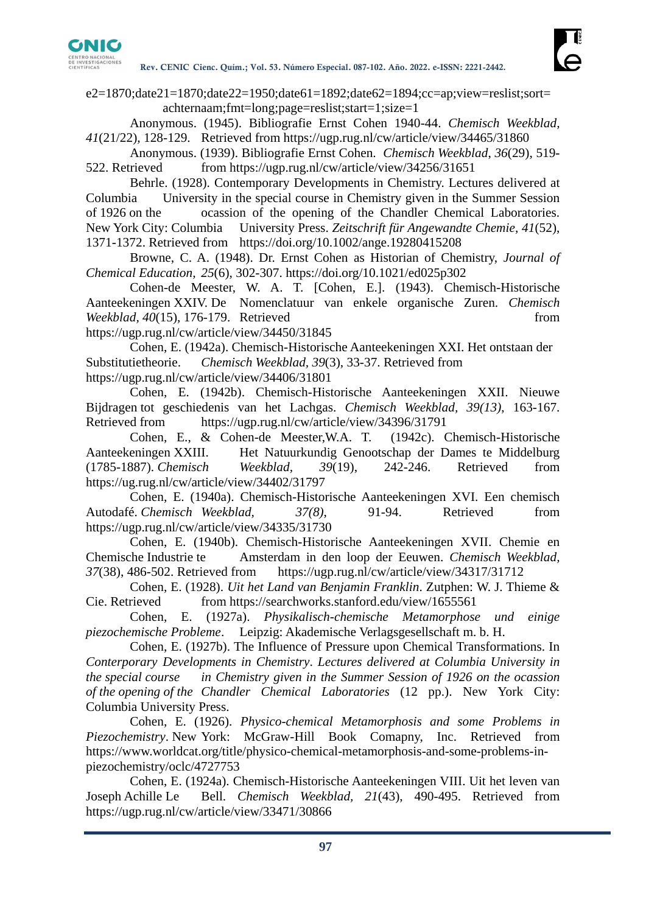e2=1870;date21=1870;date22=1950;date61=1892;date62=1894;cc=ap;view=reslist;sort=achternaam;fmt=long;page=reslist;start=1;size=1

Anonymous. (1945). Bibliografie Ernst Cohen 1940-44. *Chemisch Weekblad, 41*(21/22), 128-129. Retrieved from https://ugp.rug.nl/cw/article/view/34465/31860

Anonymous. (1939). Bibliografie Ernst Cohen. *Chemisch Weekblad, 36*(29), 519-522. Retrieved from https://ugp.rug.nl/cw/article/view/34256/31651

Behrle. (1928). Contemporary Developments in Chemistry. Lectures delivered at Columbia University in the special course in Chemistry given in the Summer Session of 1926 on the ocassion of the opening of the Chandler Chemical Laboratories. New York City: Columbia University Press. *Zeitschrift für Angewandte Chemie, 41*(52), 1371-1372. Retrieved from https://doi.org/10.1002/ange.19280415208

Browne, C. A. (1948). Dr. Ernst Cohen as Historian of Chemistry, *Journal of Chemical Education, 25*(6), 302-307. https://doi.org/10.1021/ed025p302

Cohen-de Meester, W. A. T. [Cohen, E.]. (1943). Chemisch-Historische Aanteekeningen XXIV. De Nomenclatuur van enkele organische Zuren. *Chemisch Weekblad, 40*(15), 176-179. Retrieved from https://ugp.rug.nl/cw/article/view/34450/31845

Cohen, E. (1942a). Chemisch-Historische Aanteekeningen XXI. Het ontstaan der Substitutietheorie. *Chemisch Weekblad, 39*(3), 33-37. Retrieved from https://ugp.rug.nl/cw/article/view/34406/31801

Cohen, E. (1942b). Chemisch-Historische Aanteekeningen XXII. Nieuwe Bijdragen tot geschiedenis van het Lachgas. *Chemisch Weekblad, 39(13)*, 163-167. Retrieved from https://ugp.rug.nl/cw/article/view/34396/31791

Cohen, E., & Cohen-de Meester,W.A. T. (1942c). Chemisch-Historische Aanteekeningen XXIII. Het Natuurkundig Genootschap der Dames te Middelburg (1785-1887). *Chemisch Weekblad, 39*(19), 242-246. Retrieved from https://ug.rug.nl/cw/article/view/34402/31797

Cohen, E. (1940a). Chemisch-Historische Aanteekeningen XVI. Een chemisch Autodafé. *Chemisch Weekblad, 37(8)*, 91-94. Retrieved from https://ugp.rug.nl/cw/article/view/34335/31730

Cohen, E. (1940b). Chemisch-Historische Aanteekeningen XVII. Chemie en Chemische Industrie te Amsterdam in den loop der Eeuwen. *Chemisch Weekblad, 37*(38), 486-502. Retrieved from https://ugp.rug.nl/cw/article/view/34317/31712

Cohen, E. (1928). *Uit het Land van Benjamin Franklin*. Zutphen: W. J. Thieme & Cie. Retrieved from https://searchworks.stanford.edu/view/1655561

Cohen, E. (1927a). *Physikalisch-chemische Metamorphose und einige piezochemische Probleme*. Leipzig: Akademische Verlagsgesellschaft m. b. H.

Cohen, E. (1927b). The Influence of Pressure upon Chemical Transformations. In *Conterporary Developments in Chemistry. Lectures delivered at Columbia University in the special course in Chemistry given in the Summer Session of 1926 on the ocassion of the opening of the Chandler Chemical Laboratories* (12 pp.). New York City: Columbia University Press.

Cohen, E. (1926). *Physico-chemical Metamorphosis and some Problems in Piezochemistry*. New York: McGraw-Hill Book Comapny, Inc. Retrieved from https://www.worldcat.org/title/physico-chemical-metamorphosis-and-some-problems-in-piezochemistry/oclc/4727753

Cohen, E. (1924a). Chemisch-Historische Aanteekeningen VIII. Uit het leven van Joseph Achille Le Bell. *Chemisch Weekblad, 21*(43), 490-495. Retrieved from https://ugp.rug.nl/cw/article/view/33471/30866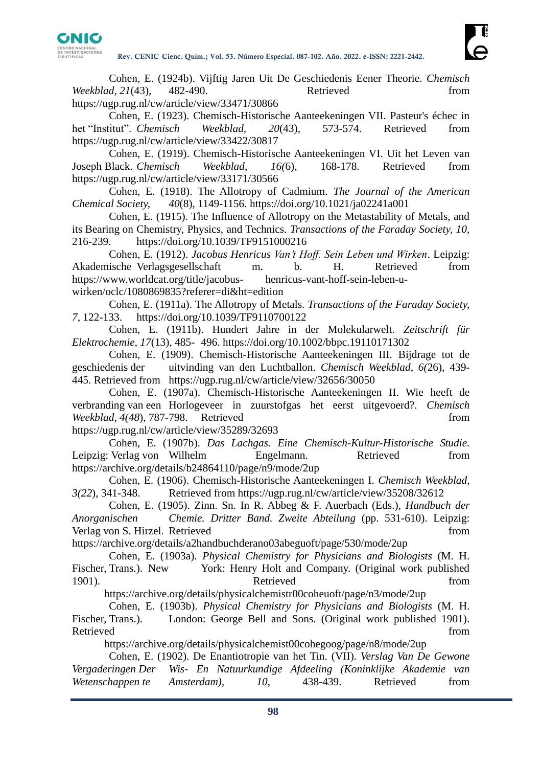Cohen, E. (1924b). Vijftig Jaren Uit De Geschiedenis Eener Theorie. *Chemisch Weekblad*, *21*(43), 482-490. Retrieved from https://ugp.rug.nl/cw/article/view/33471/30866

Cohen, E. (1923). Chemisch-Historische Aanteekeningen VII. Pasteur's échec in het "Institut". *Chemisch Weekblad, 20*(43), 573-574. Retrieved from https://ugp.rug.nl/cw/article/view/33422/30817

Cohen, E. (1919). Chemisch-Historische Aanteekeningen VI. Uit het Leven van Joseph Black. *Chemisch Weekblad, 16(*6), 168-178. Retrieved from https://ugp.rug.nl/cw/article/view/33171/30566

Cohen, E. (1918). The Allotropy of Cadmium. *The Journal of the American Chemical Society, 40*(8), 1149-1156. https://doi.org/10.1021/ja02241a001

Cohen, E. (1915). The Influence of Allotropy on the Metastability of Metals, and its Bearing on Chemistry, Physics, and Technics. *Transactions of the Faraday Society, 10*, 216-239. https://doi.org/10.1039/TF9151000216

Cohen, E. (1912). *Jacobus Henricus Van't Hoff. Sein Leben und Wirken*. Leipzig: Akademische Verlagsgesellschaft m. b. H. Retrieved from https://www.worldcat.org/title/jacobus- henricus-vant-hoff-sein-leben-u-wirken/oclc/1080869835?referer=di&ht=edition

Cohen, E. (1911a). The Allotropy of Metals. *Transactions of the Faraday Society, 7*, 122-133. https://doi.org/10.1039/TF9110700122

Cohen, E. (1911b). Hundert Jahre in der Molekularwelt. *Zeitschrift für Elektrochemie, 17*(13), 485- 496. https://doi.org/10.1002/bbpc.19110171302

Cohen, E. (1909). Chemisch-Historische Aanteekeningen III. Bijdrage tot de geschiedenis der uitvinding van den Luchtballon. *Chemisch Weekblad, 6(*26), 439-445. Retrieved from https://ugp.rug.nl/cw/article/view/32656/30050

Cohen, E. (1907a). Chemisch-Historische Aanteekeningen II. Wie heeft de verbranding van een Horlogeveer in zuurstofgas het eerst uitgevoerd?. *Chemisch Weekblad*, *4(48*), 787-798. Retrieved from https://ugp.rug.nl/cw/article/view/35289/32693

Cohen, E. (1907b). *Das Lachgas. Eine Chemisch-Kultur-Historische Studie.* Leipzig: Verlag von Wilhelm Engelmann. Retrieved from https://archive.org/details/b24864110/page/n9/mode/2up

Cohen, E. (1906). Chemisch-Historische Aanteekeningen I. *Chemisch Weekblad, 3(22*), 341-348. Retrieved from https://ugp.rug.nl/cw/article/view/35208/32612

Cohen, E. (1905). Zinn. Sn. In R. Abbeg & F. Auerbach (Eds.), *Handbuch der Anorganischen Chemie. Dritter Band. Zweite Abteilung* (pp. 531-610). Leipzig: Verlag von S. Hirzel. Retrieved from https://archive.org/details/a2handbuchderano03abeguoft/page/530/mode/2up

Cohen, E. (1903a). *Physical Chemistry for Physicians and Biologists* (M. H. Fischer, Trans.). New York: Henry Holt and Company. (Original work published 1901). Retrieved from https://archive.org/details/physicalchemistr00coheuoft/page/n3/mode/2up

Cohen, E. (1903b). *Physical Chemistry for Physicians and Biologists* (M. H. Fischer, Trans.). London: George Bell and Sons. (Original work published 1901). Retrieved from https://archive.org/details/physicalchemist00cohegoog/page/n8/mode/2up

Cohen, E. (1902). De Enantiotropie van het Tin. (VII). *Verslag Van De Gewone Vergaderingen Der Wis- En Natuurkundige Afdeeling (Koninklijke Akademie van Wetenschappen te Amsterdam), 10*, 438-439. Retrieved from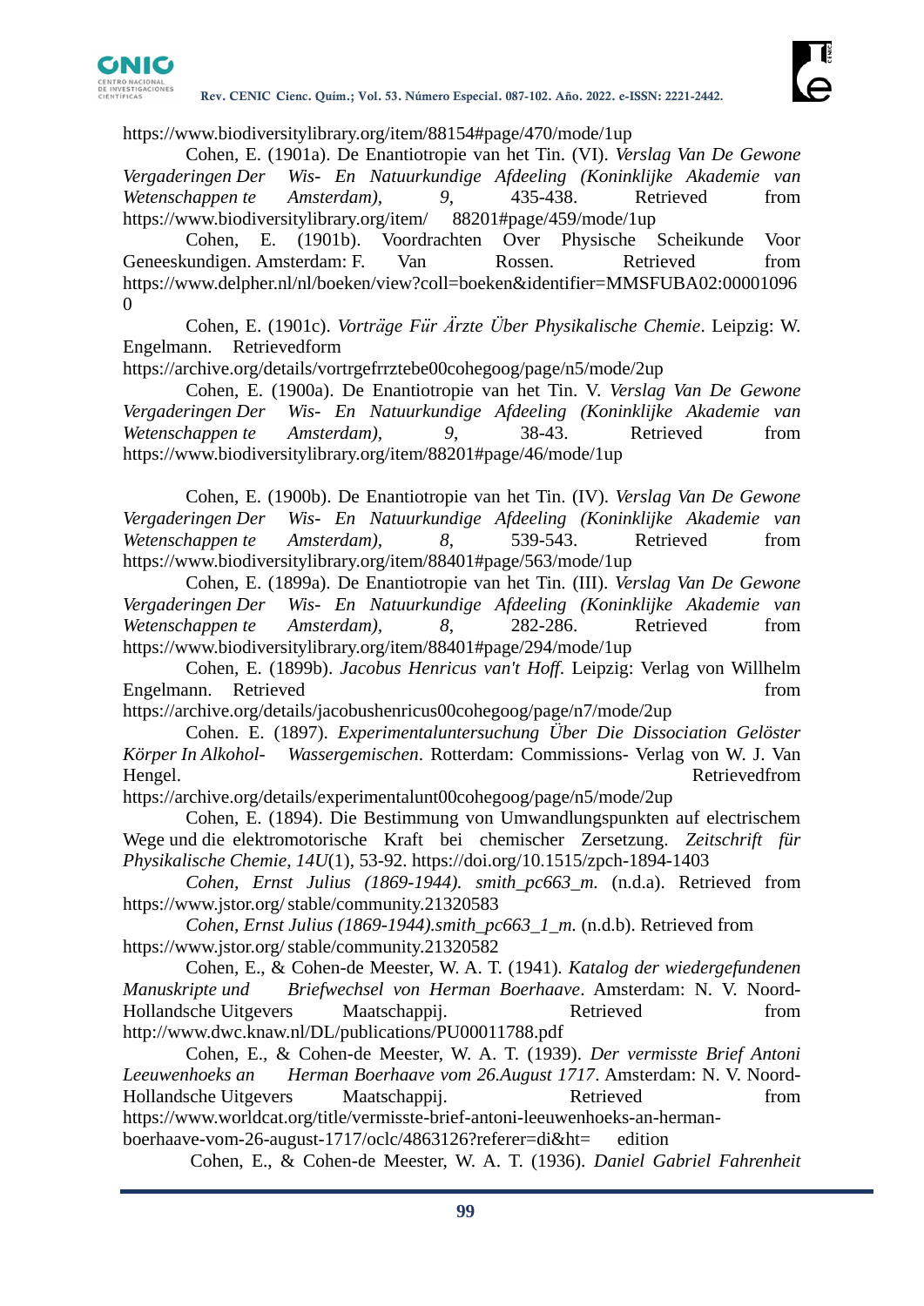https://www.biodiversitylibrary.org/item/88154#page/470/mode/1up

Cohen, E. (1901a). De Enantiotropie van het Tin. (VI). *Verslag Van De Gewone Vergaderingen Der Wis- En Natuurkundige Afdeeling (Koninklijke Akademie van Wetenschappen te Amsterdam), 9*, 435-438. Retrieved from https://www.biodiversitylibrary.org/item/ 88201#page/459/mode/1up

Cohen, E. (1901b). Voordrachten Over Physische Scheikunde Voor Geneeskundigen. Amsterdam: F. Van Rossen. Retrieved from https://www.delpher.nl/nl/boeken/view?coll=boeken&identifier=MMSFUBA02:000010960

Cohen, E. (1901c). *Vorträge Für Ärzte Über Physikalische Chemie*. Leipzig: W. Engelmann. Retrievedform https://archive.org/details/vortrgefrrztebe00cohegoog/page/n5/mode/2up

Cohen, E. (1900a). De Enantiotropie van het Tin. V. *Verslag Van De Gewone Vergaderingen Der Wis- En Natuurkundige Afdeeling (Koninklijke Akademie van Wetenschappen te Amsterdam), 9*, 38-43. Retrieved from https://www.biodiversitylibrary.org/item/88201#page/46/mode/1up

Cohen, E. (1900b). De Enantiotropie van het Tin. (IV). *Verslag Van De Gewone Vergaderingen Der Wis- En Natuurkundige Afdeeling (Koninklijke Akademie van Wetenschappen te Amsterdam), 8*, 539-543. Retrieved from https://www.biodiversitylibrary.org/item/88401#page/563/mode/1up

Cohen, E. (1899a). De Enantiotropie van het Tin. (III). *Verslag Van De Gewone Vergaderingen Der Wis- En Natuurkundige Afdeeling (Koninklijke Akademie van Wetenschappen te Amsterdam), 8*, 282-286. Retrieved from https://www.biodiversitylibrary.org/item/88401#page/294/mode/1up

Cohen, E. (1899b). *Jacobus Henricus van't Hoff*. Leipzig: Verlag von Willhelm Engelmann. Retrieved from https://archive.org/details/jacobushenricus00cohegoog/page/n7/mode/2up

Cohen. E. (1897). *Experimentaluntersuchung Über Die Dissociation Gelöster Körper In Alkohol- Wassergemischen*. Rotterdam: Commissions- Verlag von W. J. Van Hengel. Retrievedfrom https://archive.org/details/experimentalunt00cohegoog/page/n5/mode/2up

Cohen, E. (1894). Die Bestimmung von Umwandlungspunkten auf electrischem Wege und die elektromotorische Kraft bei chemischer Zersetzung. *Zeitschrift für Physikalische Chemie, 14U*(1), 53-92. https://doi.org/10.1515/zpch-1894-1403

*Cohen, Ernst Julius (1869-1944). smith_pc663_m.* (n.d.a). Retrieved from https://www.jstor.org/ stable/community.21320583

*Cohen, Ernst Julius (1869-1944).smith_pc663_1_m.* (n.d.b). Retrieved from https://www.jstor.org/ stable/community.21320582

Cohen, E., & Cohen-de Meester, W. A. T. (1941). *Katalog der wiedergefundenen Manuskripte und Briefwechsel von Herman Boerhaave*. Amsterdam: N. V. Noord-Hollandsche Uitgevers Maatschappij. Retrieved from http://www.dwc.knaw.nl/DL/publications/PU00011788.pdf

Cohen, E., & Cohen-de Meester, W. A. T. (1939). *Der vermisste Brief Antoni Leeuwenhoeks an Herman Boerhaave vom 26.August 1717*. Amsterdam: N. V. Noord-Hollandsche Uitgevers Maatschappij. Retrieved from https://www.worldcat.org/title/vermisste-brief-antoni-leeuwenhoeks-an-herman-boerhaave-vom-26-august-1717/oclc/4863126?referer=di&ht= edition

Cohen, E., & Cohen-de Meester, W. A. T. (1936). *Daniel Gabriel Fahrenheit*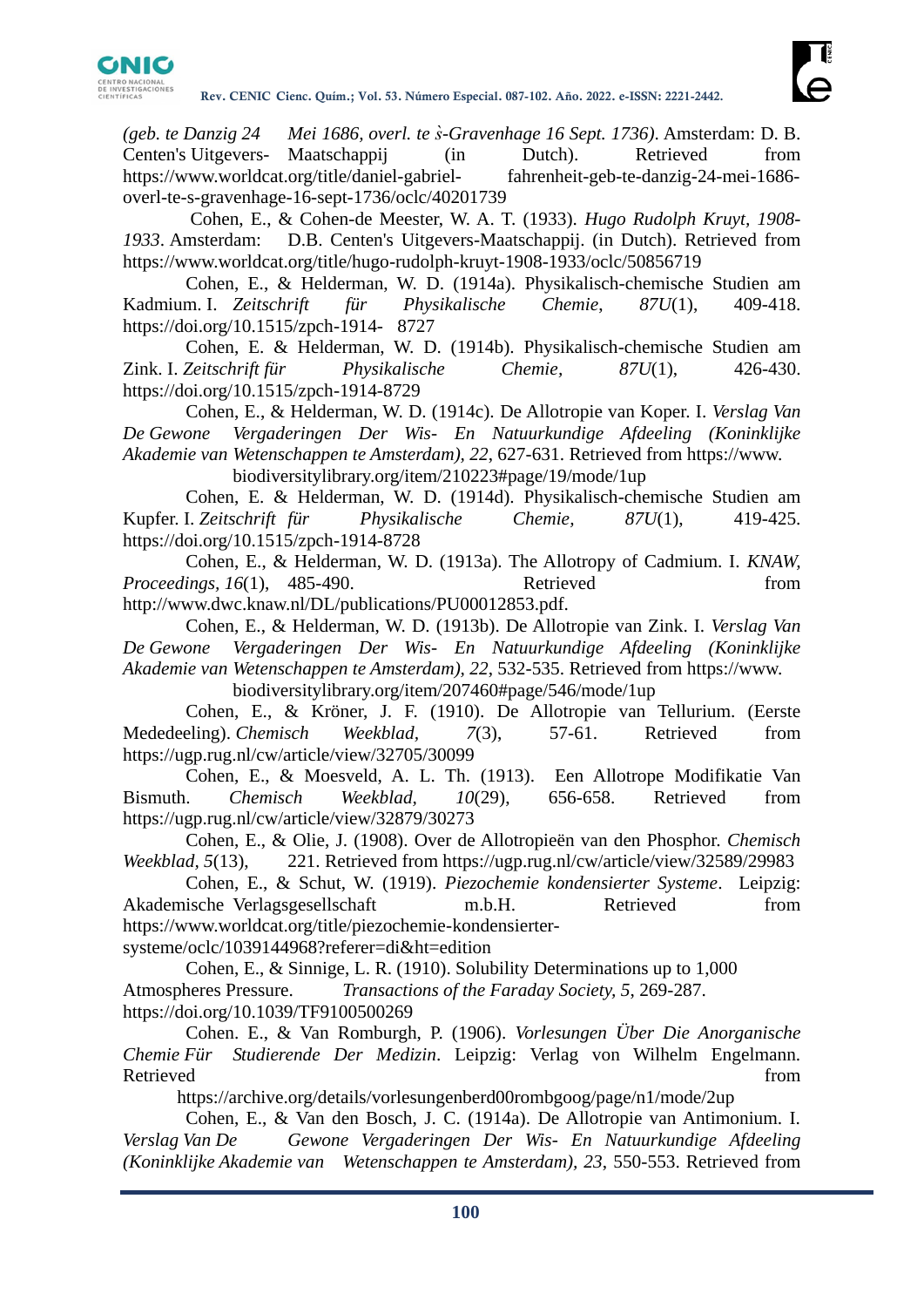*(geb. te Danzig 24 Mei 1686, overl. te ŝ-Gravenhage 16 Sept. 1736)*. Amsterdam: D. B. Centen's Uitgevers- Maatschappij (in Dutch). Retrieved from https://www.worldcat.org/title/daniel-gabriel- fahrenheit-geb-te-danzig-24-mei-1686-overl-te-s-gravenhage-16-sept-1736/oclc/40201739

Cohen, E., & Cohen-de Meester, W. A. T. (1933). *Hugo Rudolph Kruyt, 1908-1933*. Amsterdam: D.B. Centen's Uitgevers-Maatschappij. (in Dutch). Retrieved from https://www.worldcat.org/title/hugo-rudolph-kruyt-1908-1933/oclc/50856719

Cohen, E., & Helderman, W. D. (1914a). Physikalisch-chemische Studien am Kadmium. I. *Zeitschrift für Physikalische Chemie*, *87U*(1), 409-418. https://doi.org/10.1515/zpch-1914- 8727

Cohen, E. & Helderman, W. D. (1914b). Physikalisch-chemische Studien am Zink. I. *Zeitschrift für Physikalische Chemie*, *87U*(1), 426-430. https://doi.org/10.1515/zpch-1914-8729

Cohen, E., & Helderman, W. D. (1914c). De Allotropie van Koper. I. *Verslag Van De Gewone Vergaderingen Der Wis- En Natuurkundige Afdeeling (Koninklijke Akademie van Wetenschappen te Amsterdam)*, *22*, 627-631. Retrieved from https://www.biodiversitylibrary.org/item/210223#page/19/mode/1up

Cohen, E. & Helderman, W. D. (1914d). Physikalisch-chemische Studien am Kupfer. I. *Zeitschrift für Physikalische Chemie*, *87U*(1), 419-425. https://doi.org/10.1515/zpch-1914-8728

Cohen, E., & Helderman, W. D. (1913a). The Allotropy of Cadmium. I. *KNAW, Proceedings*, *16*(1), 485-490. Retrieved from http://www.dwc.knaw.nl/DL/publications/PU00012853.pdf.

Cohen, E., & Helderman, W. D. (1913b). De Allotropie van Zink. I. *Verslag Van De Gewone Vergaderingen Der Wis- En Natuurkundige Afdeeling (Koninklijke Akademie van Wetenschappen te Amsterdam)*, *22*, 532-535. Retrieved from https://www.biodiversitylibrary.org/item/207460#page/546/mode/1up

Cohen, E., & Kröner, J. F. (1910). De Allotropie van Tellurium. (Eerste Mededeeling). *Chemisch Weekblad*, *7*(3), 57-61. Retrieved from https://ugp.rug.nl/cw/article/view/32705/30099

Cohen, E., & Moesveld, A. L. Th. (1913). Een Allotrope Modifikatie Van Bismuth. *Chemisch Weekblad*, *10*(29), 656-658. Retrieved from https://ugp.rug.nl/cw/article/view/32879/30273

Cohen, E., & Olie, J. (1908). Over de Allotropieën van den Phosphor. *Chemisch Weekblad*, *5*(13), 221. Retrieved from https://ugp.rug.nl/cw/article/view/32589/29983

Cohen, E., & Schut, W. (1919). *Piezochemie kondensierter Systeme*. Leipzig: Akademische Verlagsgesellschaft m.b.H. Retrieved from https://www.worldcat.org/title/piezochemie-kondensierter-systeme/oclc/1039144968?referer=di&ht=edition

Cohen, E., & Sinnige, L. R. (1910). Solubility Determinations up to 1,000 Atmospheres Pressure. *Transactions of the Faraday Society*, *5*, 269-287. https://doi.org/10.1039/TF9100500269

Cohen. E., & Van Romburgh, P. (1906). *Vorlesungen Über Die Anorganische Chemie Für Studierende Der Medizin*. Leipzig: Verlag von Wilhelm Engelmann. Retrieved from https://archive.org/details/vorlesungenberd00rombgoog/page/n1/mode/2up

Cohen, E., & Van den Bosch, J. C. (1914a). De Allotropie van Antimonium. I. *Verslag Van De Gewone Vergaderingen Der Wis- En Natuurkundige Afdeeling (Koninklijke Akademie van Wetenschappen te Amsterdam)*, *23*, 550-553. Retrieved from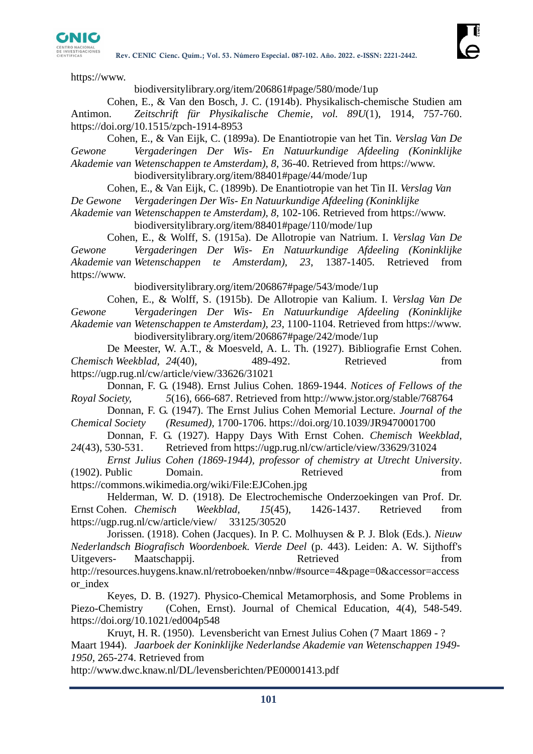https://www.biodiversitylibrary.org/item/206861#page/580/mode/1up

Cohen, E., & Van den Bosch, J. C. (1914b). Physikalisch-chemische Studien am Antimon. *Zeitschrift für Physikalische Chemie, vol. 89U*(1), 1914, 757-760. https://doi.org/10.1515/zpch-1914-8953

Cohen, E., & Van Eijk, C. (1899a). De Enantiotropie van het Tin. *Verslag Van De Gewone Vergaderingen Der Wis- En Natuurkundige Afdeeling (Koninklijke Akademie van Wetenschappen te Amsterdam), 8*, 36-40. Retrieved from https://www.biodiversitylibrary.org/item/88401#page/44/mode/1up

Cohen, E., & Van Eijk, C. (1899b). De Enantiotropie van het Tin II. *Verslag Van De Gewone Vergaderingen Der Wis- En Natuurkundige Afdeeling (Koninklijke Akademie van Wetenschappen te Amsterdam), 8*, 102-106. Retrieved from https://www.biodiversitylibrary.org/item/88401#page/110/mode/1up

Cohen, E., & Wolff, S. (1915a). De Allotropie van Natrium. I. *Verslag Van De Gewone Vergaderingen Der Wis- En Natuurkundige Afdeeling (Koninklijke Akademie van Wetenschappen te Amsterdam), 23*, 1387-1405. Retrieved from https://www.biodiversitylibrary.org/item/206867#page/543/mode/1up

Cohen, E., & Wolff, S. (1915b). De Allotropie van Kalium. I. *Verslag Van De Gewone Vergaderingen Der Wis- En Natuurkundige Afdeeling (Koninklijke Akademie van Wetenschappen te Amsterdam), 23*, 1100-1104. Retrieved from https://www.biodiversitylibrary.org/item/206867#page/242/mode/1up

De Meester, W. A.T., & Moesveld, A. L. Th. (1927). Bibliografie Ernst Cohen. *Chemisch Weekblad, 24*(40), 489-492. Retrieved from https://ugp.rug.nl/cw/article/view/33626/31021

Donnan, F. G. (1948). Ernst Julius Cohen. 1869-1944. *Notices of Fellows of the Royal Society, 5*(16), 666-687. Retrieved from http://www.jstor.org/stable/768764

Donnan, F. G. (1947). The Ernst Julius Cohen Memorial Lecture. *Journal of the Chemical Society (Resumed)*, 1700-1706. https://doi.org/10.1039/JR9470001700

Donnan, F. G. (1927). Happy Days With Ernst Cohen. *Chemisch Weekblad, 24*(43), 530-531. Retrieved from https://ugp.rug.nl/cw/article/view/33629/31024

*Ernst Julius Cohen (1869-1944), professor of chemistry at Utrecht University*. (1902). Public Domain. Retrieved from https://commons.wikimedia.org/wiki/File:EJCohen.jpg

Helderman, W. D. (1918). De Electrochemische Onderzoekingen van Prof. Dr. Ernst Cohen. *Chemisch Weekblad, 15*(45), 1426-1437. Retrieved from https://ugp.rug.nl/cw/article/view/33125/30520

Jorissen. (1918). Cohen (Jacques). In P. C. Molhuysen & P. J. Blok (Eds.). *Nieuw Nederlandsch Biografisch Woordenboek. Vierde Deel* (p. 443). Leiden: A. W. Sijthoff's Uitgevers- Maatschappij. Retrieved from http://resources.huygens.knaw.nl/retroboeken/nnbw/#source=4&page=0&accessor=accessor_index

Keyes, D. B. (1927). Physico-Chemical Metamorphosis, and Some Problems in Piezo-Chemistry (Cohen, Ernst). Journal of Chemical Education, 4(4), 548-549. https://doi.org/10.1021/ed004p548

Kruyt, H. R. (1950). Levensbericht van Ernest Julius Cohen (7 Maart 1869 - ? Maart 1944). *Jaarboek der Koninklijke Nederlandse Akademie van Wetenschappen 1949-1950*, 265-274. Retrieved from http://www.dwc.knaw.nl/DL/levensberichten/PE00001413.pdf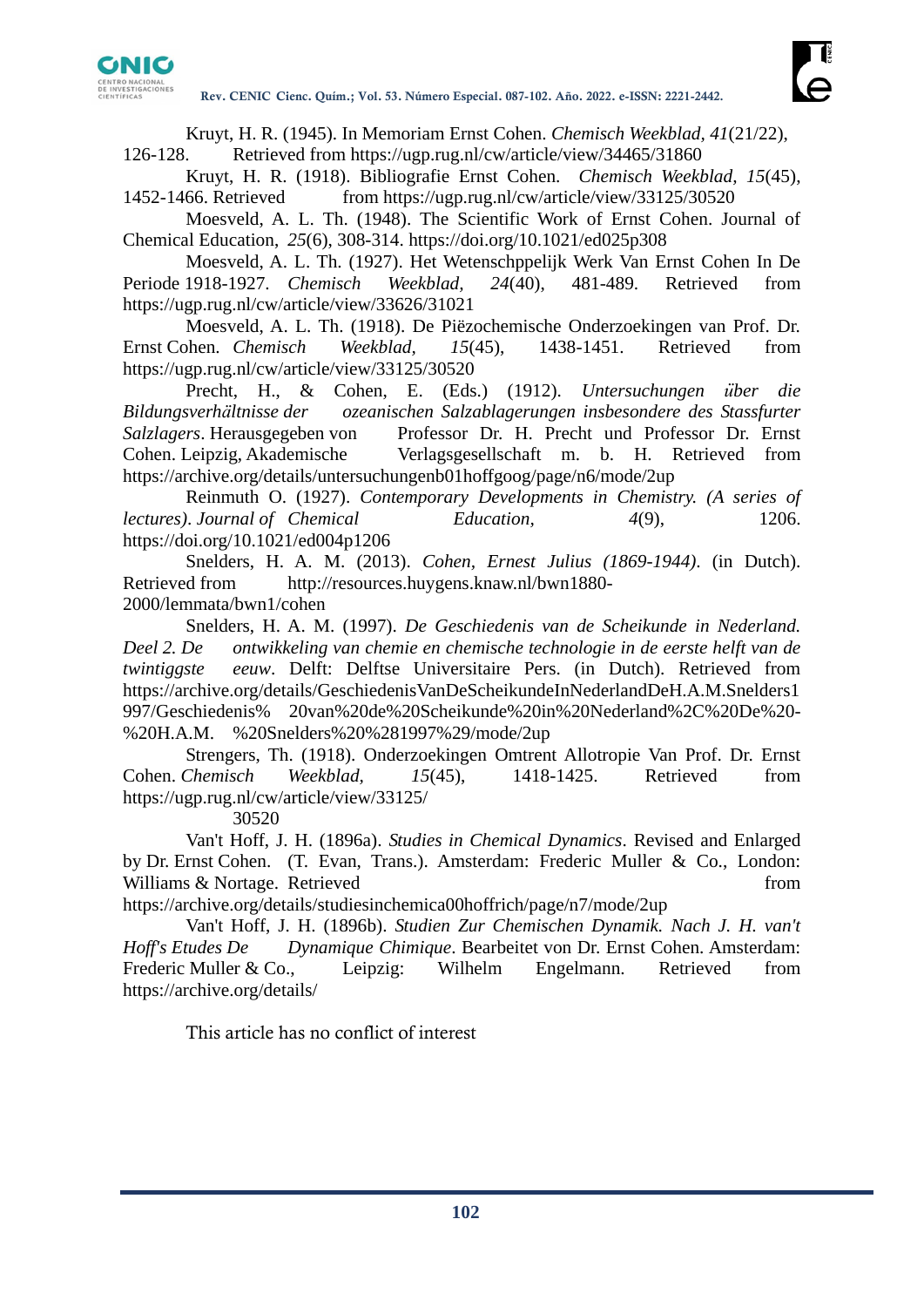Kruyt, H. R. (1945). In Memoriam Ernst Cohen. *Chemisch Weekblad, 41*(21/22), 126-128. Retrieved from https://ugp.rug.nl/cw/article/view/34465/31860

Kruyt, H. R. (1918). Bibliografie Ernst Cohen. *Chemisch Weekblad, 15*(45), 1452-1466. Retrieved from https://ugp.rug.nl/cw/article/view/33125/30520

Moesveld, A. L. Th. (1948). The Scientific Work of Ernst Cohen. Journal of Chemical Education, *25*(6), 308-314. https://doi.org/10.1021/ed025p308

Moesveld, A. L. Th. (1927). Het Wetenschppelijk Werk Van Ernst Cohen In De Periode 1918-1927. *Chemisch Weekblad, 24*(40), 481-489. Retrieved from https://ugp.rug.nl/cw/article/view/33626/31021

Moesveld, A. L. Th. (1918). De Piëzochemische Onderzoekingen van Prof. Dr. Ernst Cohen. *Chemisch Weekblad, 15*(45), 1438-1451. Retrieved from https://ugp.rug.nl/cw/article/view/33125/30520

Precht, H., & Cohen, E. (Eds.) (1912). *Untersuchungen ṻber die Bildungsverhältnisse der ozeanischen Salzablagerungen insbesondere des Stassfurter Salzlagers*. Herausgegeben von Professor Dr. H. Precht und Professor Dr. Ernst Cohen. Leipzig, Akademische Verlagsgesellschaft m. b. H. Retrieved from https://archive.org/details/untersuchungenb01hoffgoog/page/n6/mode/2up

Reinmuth O. (1927). *Contemporary Developments in Chemistry. (A series of lectures). Journal of Chemical Education,* *4*(9), 1206. https://doi.org/10.1021/ed004p1206

Snelders, H. A. M. (2013). *Cohen, Ernest Julius (1869-1944)*. (in Dutch). Retrieved from http://resources.huygens.knaw.nl/bwn1880-2000/lemmata/bwn1/cohen

Snelders, H. A. M. (1997). *De Geschiedenis van de Scheikunde in Nederland. Deel 2. De ontwikkeling van chemie en chemische technologie in de eerste helft van de twintiggste eeuw*. Delft: Delftse Universitaire Pers. (in Dutch). Retrieved from https://archive.org/details/GeschiedenisVanDeScheikundeInNederlandDeH.A.M.Snelders1997/Geschiedenis% 20van%20de%20Scheikunde%20in%20Nederland%2C%20De%20-%20H.A.M. %20Snelders%20%281997%29/mode/2up

Strengers, Th. (1918). Onderzoekingen Omtrent Allotropie Van Prof. Dr. Ernst Cohen. *Chemisch Weekblad, 15*(45), 1418-1425. Retrieved from https://ugp.rug.nl/cw/article/view/33125/30520

Van't Hoff, J. H. (1896a). *Studies in Chemical Dynamics*. Revised and Enlarged by Dr. Ernst Cohen. (T. Evan, Trans.). Amsterdam: Frederic Muller & Co., London: Williams & Nortage. Retrieved from https://archive.org/details/studiesinchemica00hoffrich/page/n7/mode/2up

Van't Hoff, J. H. (1896b). *Studien Zur Chemischen Dynamik. Nach J. H. van't Hoff's Etudes De Dynamique Chimique*. Bearbeitet von Dr. Ernst Cohen. Amsterdam: Frederic Muller & Co., Leipzig: Wilhelm Engelmann. Retrieved from https://archive.org/details/

This article has no conflict of interest